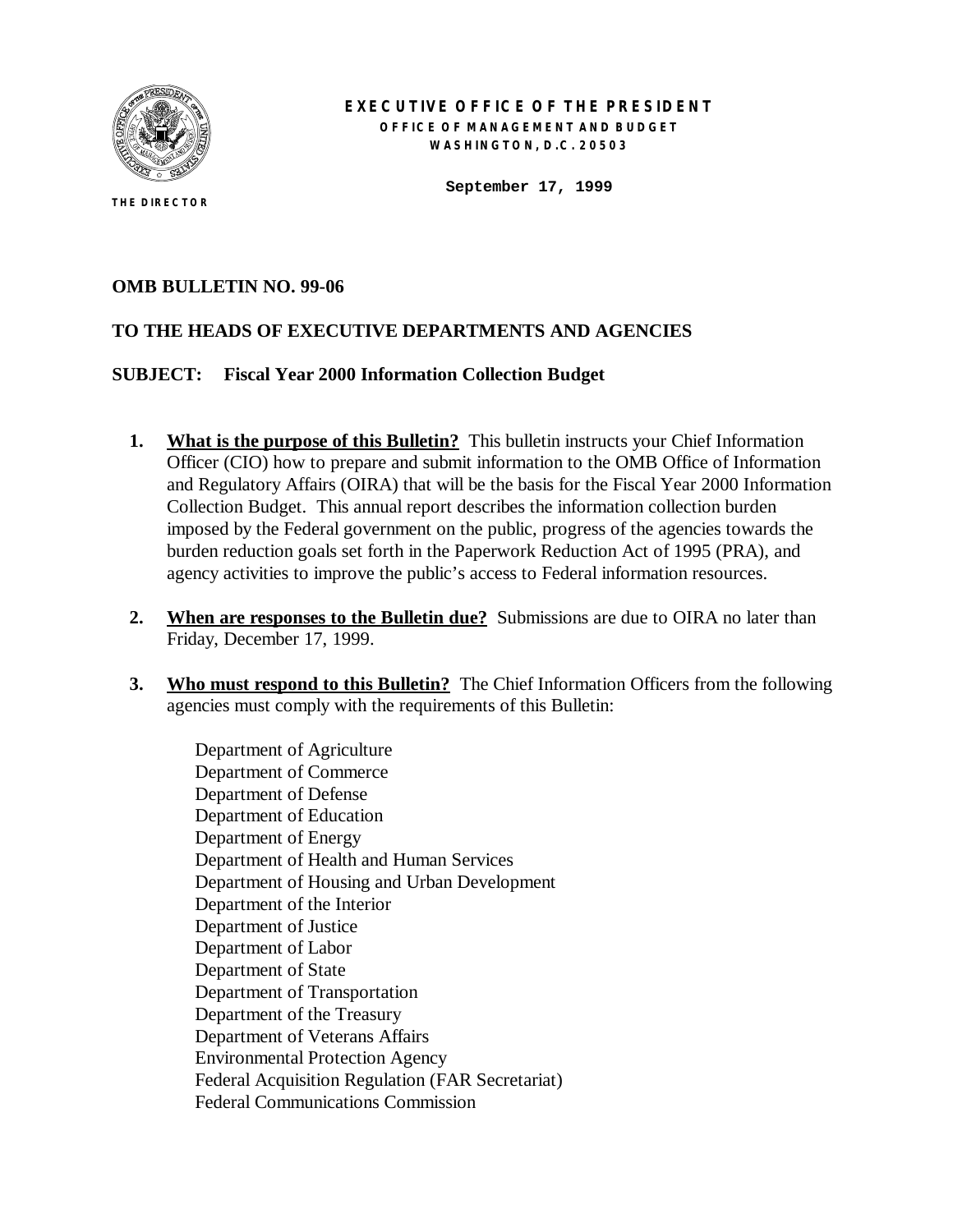**EXECUTIVE OFFICE OF THE PRESIDENT**
**OFFICE OF MANAGEMENT AND BUDGET**
**WASHINGTON, D.C. 20503**

**THE DIRECTOR**

**September 17, 1999**

**OMB BULLETIN NO. 99-06**

**TO THE HEADS OF EXECUTIVE DEPARTMENTS AND AGENCIES**

**SUBJECT: Fiscal Year 2000 Information Collection Budget**

1. **What is the purpose of this Bulletin?** This bulletin instructs your Chief Information Officer (CIO) how to prepare and submit information to the OMB Office of Information and Regulatory Affairs (OIRA) that will be the basis for the Fiscal Year 2000 Information Collection Budget. This annual report describes the information collection burden imposed by the Federal government on the public, progress of the agencies towards the burden reduction goals set forth in the Paperwork Reduction Act of 1995 (PRA), and agency activities to improve the public's access to Federal information resources.

2. **When are responses to the Bulletin due?** Submissions are due to OIRA no later than Friday, December 17, 1999.

3. **Who must respond to this Bulletin?** The Chief Information Officers from the following agencies must comply with the requirements of this Bulletin:

   Department of Agriculture
   Department of Commerce
   Department of Defense
   Department of Education
   Department of Energy
   Department of Health and Human Services
   Department of Housing and Urban Development
   Department of the Interior
   Department of Justice
   Department of Labor
   Department of State
   Department of Transportation
   Department of the Treasury
   Department of Veterans Affairs
   Environmental Protection Agency
   Federal Acquisition Regulation (FAR Secretariat)
   Federal Communications Commission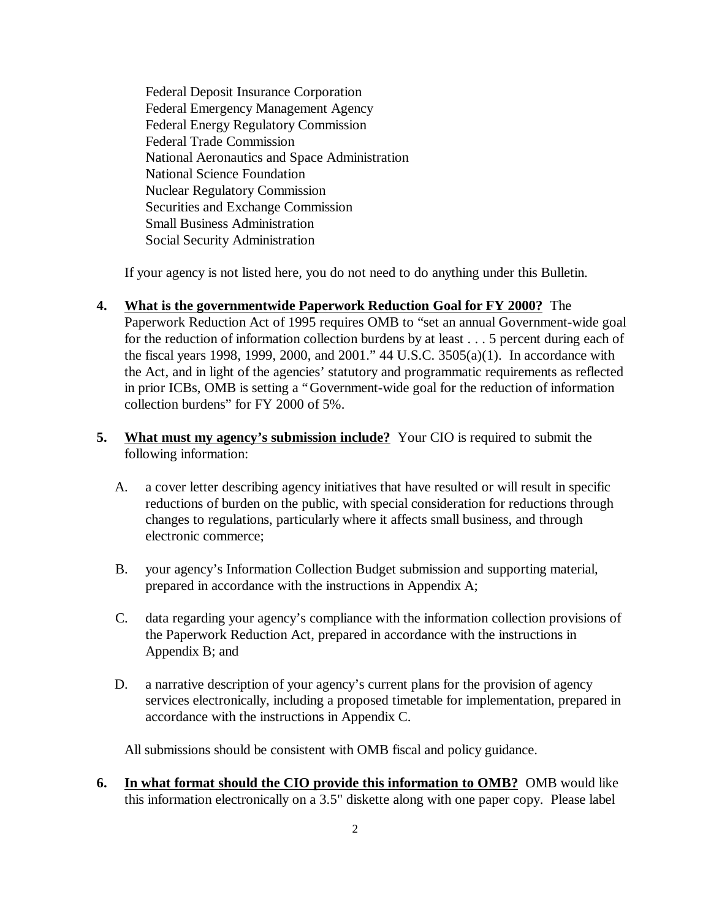Federal Deposit Insurance Corporation
Federal Emergency Management Agency
Federal Energy Regulatory Commission
Federal Trade Commission
National Aeronautics and Space Administration
National Science Foundation
Nuclear Regulatory Commission
Securities and Exchange Commission
Small Business Administration
Social Security Administration

If your agency is not listed here, you do not need to do anything under this Bulletin.

4. **<u>What is the governmentwide Paperwork Reduction Goal for FY 2000?</u>** The Paperwork Reduction Act of 1995 requires OMB to "set an annual Government-wide goal for the reduction of information collection burdens by at least . . . 5 percent during each of the fiscal years 1998, 1999, 2000, and 2001." 44 U.S.C. 3505(a)(1). In accordance with the Act, and in light of the agencies' statutory and programmatic requirements as reflected in prior ICBs, OMB is setting a "Government-wide goal for the reduction of information collection burdens" for FY 2000 of 5%.

5. **<u>What must my agency's submission include?</u>** Your CIO is required to submit the following information:

   A. a cover letter describing agency initiatives that have resulted or will result in specific reductions of burden on the public, with special consideration for reductions through changes to regulations, particularly where it affects small business, and through electronic commerce;

   B. your agency's Information Collection Budget submission and supporting material, prepared in accordance with the instructions in Appendix A;

   C. data regarding your agency's compliance with the information collection provisions of the Paperwork Reduction Act, prepared in accordance with the instructions in Appendix B; and

   D. a narrative description of your agency's current plans for the provision of agency services electronically, including a proposed timetable for implementation, prepared in accordance with the instructions in Appendix C.

   All submissions should be consistent with OMB fiscal and policy guidance.

6. **<u>In what format should the CIO provide this information to OMB?</u>** OMB would like this information electronically on a 3.5" diskette along with one paper copy. Please label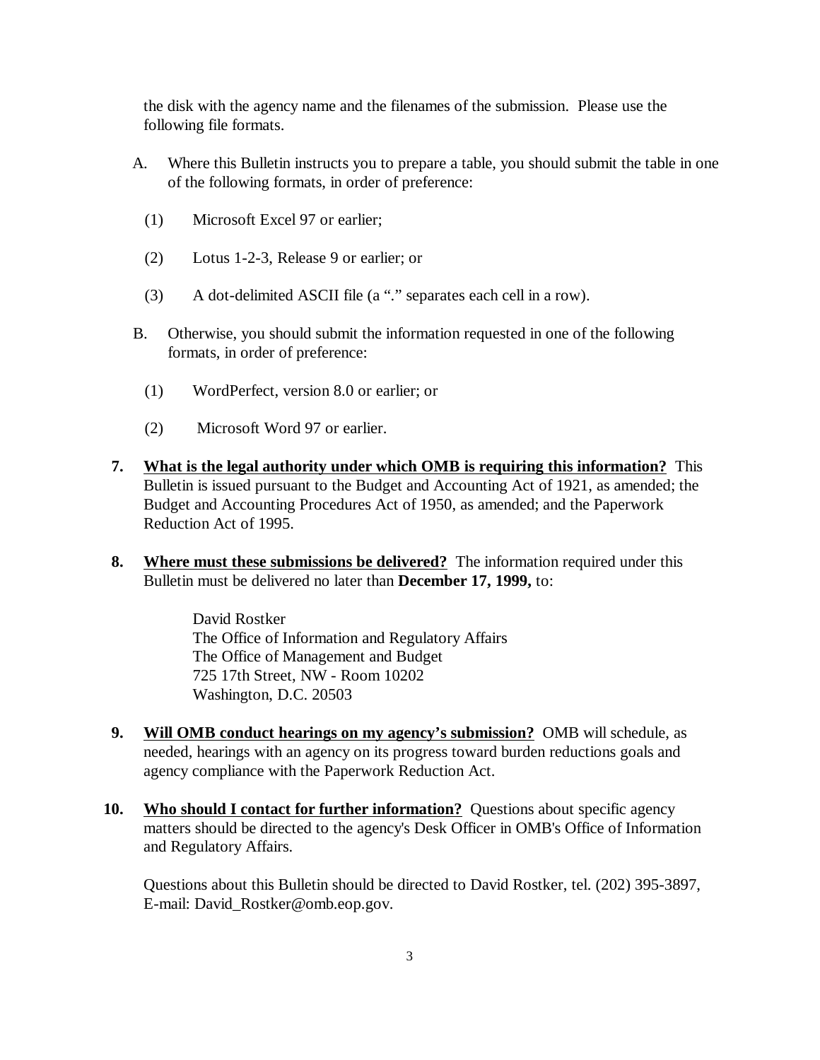the disk with the agency name and the filenames of the submission. Please use the following file formats.

A. Where this Bulletin instructs you to prepare a table, you should submit the table in one of the following formats, in order of preference:

   (1) Microsoft Excel 97 or earlier;

   (2) Lotus 1-2-3, Release 9 or earlier; or

   (3) A dot-delimited ASCII file (a "." separates each cell in a row).

B. Otherwise, you should submit the information requested in one of the following formats, in order of preference:

   (1) WordPerfect, version 8.0 or earlier; or

   (2) Microsoft Word 97 or earlier.

**7.** **<u>What is the legal authority under which OMB is requiring this information?</u>** This Bulletin is issued pursuant to the Budget and Accounting Act of 1921, as amended; the Budget and Accounting Procedures Act of 1950, as amended; and the Paperwork Reduction Act of 1995.

**8.** **<u>Where must these submissions be delivered?</u>** The information required under this Bulletin must be delivered no later than **December 17, 1999,** to:

> David Rostker
> The Office of Information and Regulatory Affairs
> The Office of Management and Budget
> 725 17th Street, NW - Room 10202
> Washington, D.C. 20503

**9.** **<u>Will OMB conduct hearings on my agency's submission?</u>** OMB will schedule, as needed, hearings with an agency on its progress toward burden reductions goals and agency compliance with the Paperwork Reduction Act.

**10.** **<u>Who should I contact for further information?</u>** Questions about specific agency matters should be directed to the agency's Desk Officer in OMB's Office of Information and Regulatory Affairs.

Questions about this Bulletin should be directed to David Rostker, tel. (202) 395-3897, E-mail: David_Rostker@omb.eop.gov.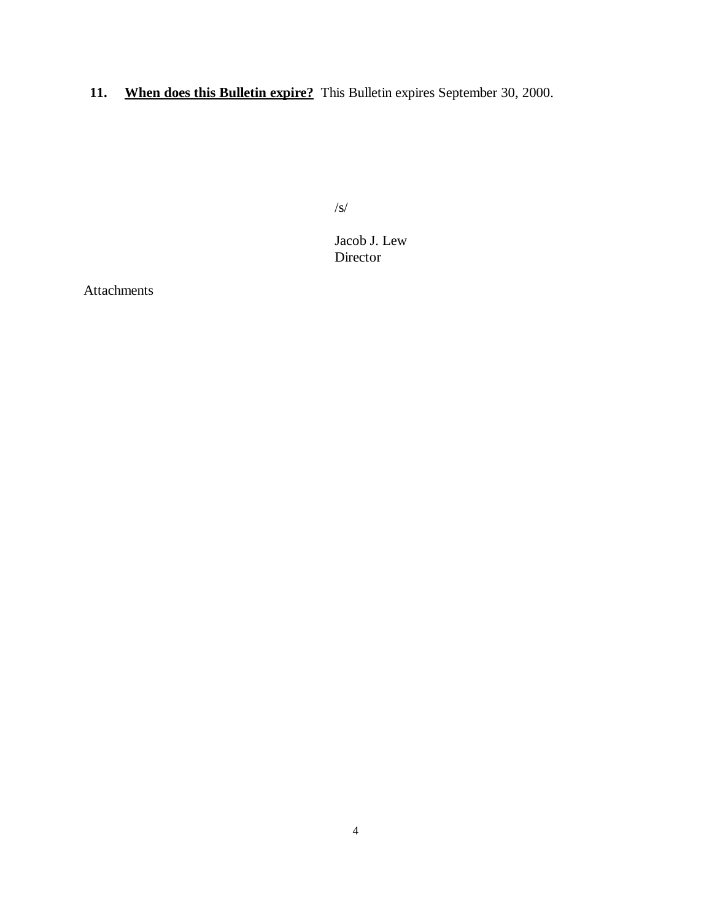**11.** **When does this Bulletin expire?** This Bulletin expires September 30, 2000.

/s/

Jacob J. Lew
Director

Attachments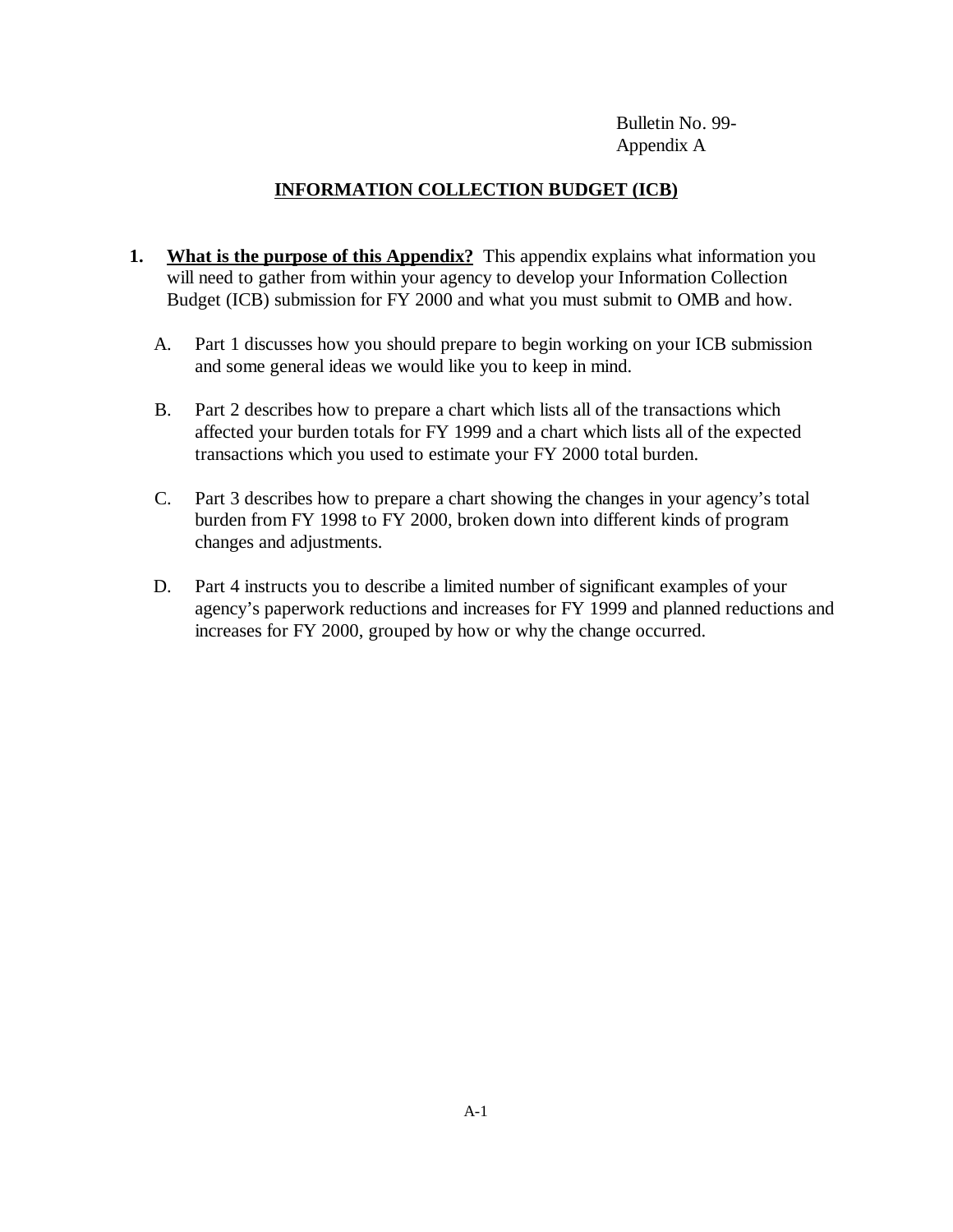Bulletin No. 99-
Appendix A

## INFORMATION COLLECTION BUDGET (ICB)

1. **What is the purpose of this Appendix?** This appendix explains what information you will need to gather from within your agency to develop your Information Collection Budget (ICB) submission for FY 2000 and what you must submit to OMB and how.

   A. Part 1 discusses how you should prepare to begin working on your ICB submission and some general ideas we would like you to keep in mind.

   B. Part 2 describes how to prepare a chart which lists all of the transactions which affected your burden totals for FY 1999 and a chart which lists all of the expected transactions which you used to estimate your FY 2000 total burden.

   C. Part 3 describes how to prepare a chart showing the changes in your agency's total burden from FY 1998 to FY 2000, broken down into different kinds of program changes and adjustments.

   D. Part 4 instructs you to describe a limited number of significant examples of your agency's paperwork reductions and increases for FY 1999 and planned reductions and increases for FY 2000, grouped by how or why the change occurred.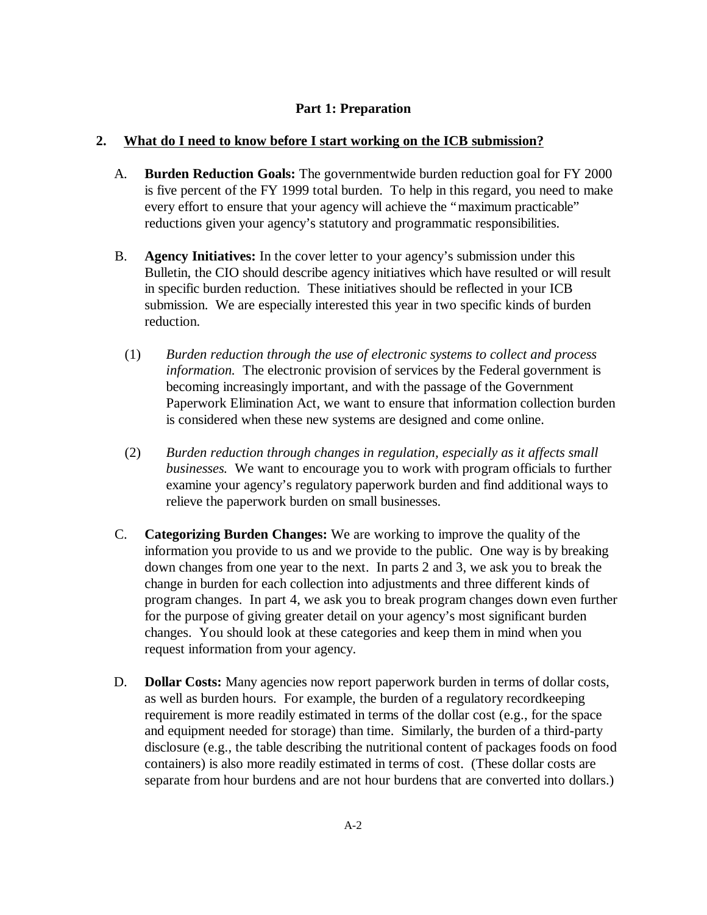## Part 1: Preparation

**2. <u>What do I need to know before I start working on the ICB submission?</u>**

A. **Burden Reduction Goals:** The governmentwide burden reduction goal for FY 2000 is five percent of the FY 1999 total burden. To help in this regard, you need to make every effort to ensure that your agency will achieve the "maximum practicable" reductions given your agency's statutory and programmatic responsibilities.

B. **Agency Initiatives:** In the cover letter to your agency's submission under this Bulletin, the CIO should describe agency initiatives which have resulted or will result in specific burden reduction. These initiatives should be reflected in your ICB submission. We are especially interested this year in two specific kinds of burden reduction.

(1) *Burden reduction through the use of electronic systems to collect and process information.* The electronic provision of services by the Federal government is becoming increasingly important, and with the passage of the Government Paperwork Elimination Act, we want to ensure that information collection burden is considered when these new systems are designed and come online.

(2) *Burden reduction through changes in regulation, especially as it affects small businesses.* We want to encourage you to work with program officials to further examine your agency's regulatory paperwork burden and find additional ways to relieve the paperwork burden on small businesses.

C. **Categorizing Burden Changes:** We are working to improve the quality of the information you provide to us and we provide to the public. One way is by breaking down changes from one year to the next. In parts 2 and 3, we ask you to break the change in burden for each collection into adjustments and three different kinds of program changes. In part 4, we ask you to break program changes down even further for the purpose of giving greater detail on your agency's most significant burden changes. You should look at these categories and keep them in mind when you request information from your agency.

D. **Dollar Costs:** Many agencies now report paperwork burden in terms of dollar costs, as well as burden hours. For example, the burden of a regulatory recordkeeping requirement is more readily estimated in terms of the dollar cost (e.g., for the space and equipment needed for storage) than time. Similarly, the burden of a third-party disclosure (e.g., the table describing the nutritional content of packages foods on food containers) is also more readily estimated in terms of cost. (These dollar costs are separate from hour burdens and are not hour burdens that are converted into dollars.)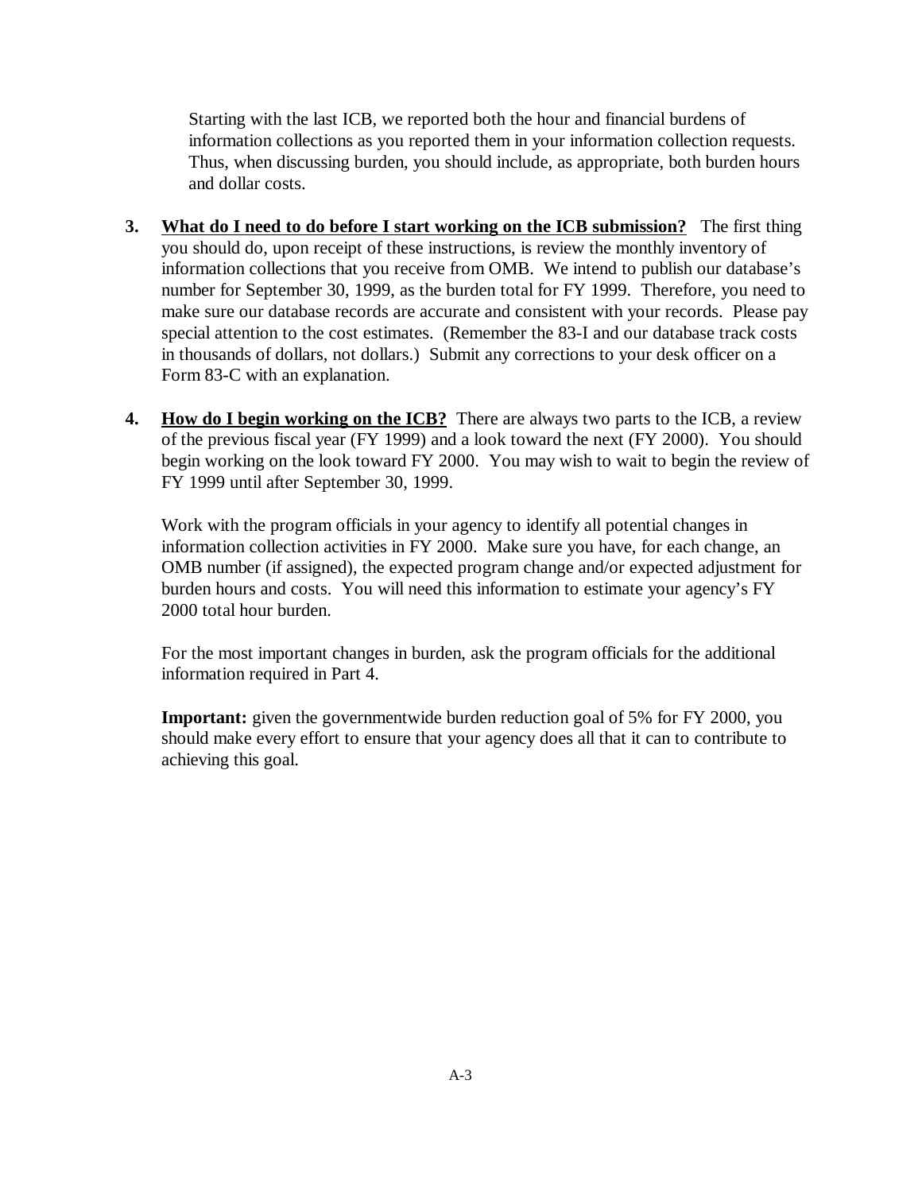Starting with the last ICB, we reported both the hour and financial burdens of information collections as you reported them in your information collection requests. Thus, when discussing burden, you should include, as appropriate, both burden hours and dollar costs.

3. **What do I need to do before I start working on the ICB submission?** The first thing you should do, upon receipt of these instructions, is review the monthly inventory of information collections that you receive from OMB. We intend to publish our database's number for September 30, 1999, as the burden total for FY 1999. Therefore, you need to make sure our database records are accurate and consistent with your records. Please pay special attention to the cost estimates. (Remember the 83-I and our database track costs in thousands of dollars, not dollars.) Submit any corrections to your desk officer on a Form 83-C with an explanation.

4. **How do I begin working on the ICB?** There are always two parts to the ICB, a review of the previous fiscal year (FY 1999) and a look toward the next (FY 2000). You should begin working on the look toward FY 2000. You may wish to wait to begin the review of FY 1999 until after September 30, 1999.

   Work with the program officials in your agency to identify all potential changes in information collection activities in FY 2000. Make sure you have, for each change, an OMB number (if assigned), the expected program change and/or expected adjustment for burden hours and costs. You will need this information to estimate your agency's FY 2000 total hour burden.

   For the most important changes in burden, ask the program officials for the additional information required in Part 4.

   **Important:** given the governmentwide burden reduction goal of 5% for FY 2000, you should make every effort to ensure that your agency does all that it can to contribute to achieving this goal.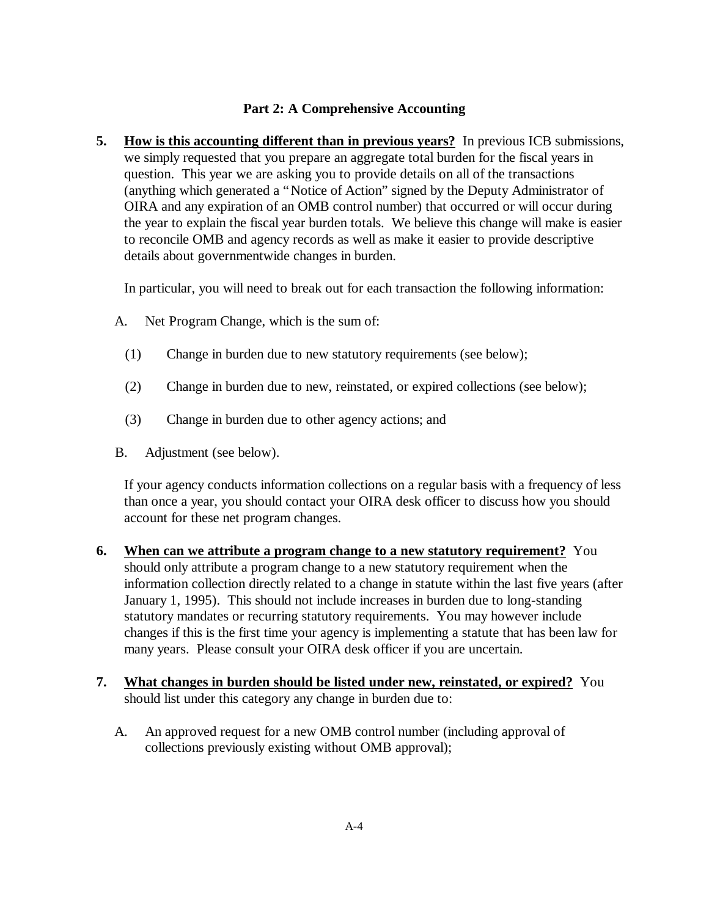## Part 2: A Comprehensive Accounting

5. **<u>How is this accounting different than in previous years?</u>** In previous ICB submissions, we simply requested that you prepare an aggregate total burden for the fiscal years in question. This year we are asking you to provide details on all of the transactions (anything which generated a "Notice of Action" signed by the Deputy Administrator of OIRA and any expiration of an OMB control number) that occurred or will occur during the year to explain the fiscal year burden totals. We believe this change will make is easier to reconcile OMB and agency records as well as make it easier to provide descriptive details about governmentwide changes in burden.

   In particular, you will need to break out for each transaction the following information:

   A. Net Program Change, which is the sum of:

      (1) Change in burden due to new statutory requirements (see below);

      (2) Change in burden due to new, reinstated, or expired collections (see below);

      (3) Change in burden due to other agency actions; and

   B. Adjustment (see below).

   If your agency conducts information collections on a regular basis with a frequency of less than once a year, you should contact your OIRA desk officer to discuss how you should account for these net program changes.

6. **<u>When can we attribute a program change to a new statutory requirement?</u>** You should only attribute a program change to a new statutory requirement when the information collection directly related to a change in statute within the last five years (after January 1, 1995). This should not include increases in burden due to long-standing statutory mandates or recurring statutory requirements. You may however include changes if this is the first time your agency is implementing a statute that has been law for many years. Please consult your OIRA desk officer if you are uncertain.

7. **<u>What changes in burden should be listed under new, reinstated, or expired?</u>** You should list under this category any change in burden due to:

   A. An approved request for a new OMB control number (including approval of collections previously existing without OMB approval);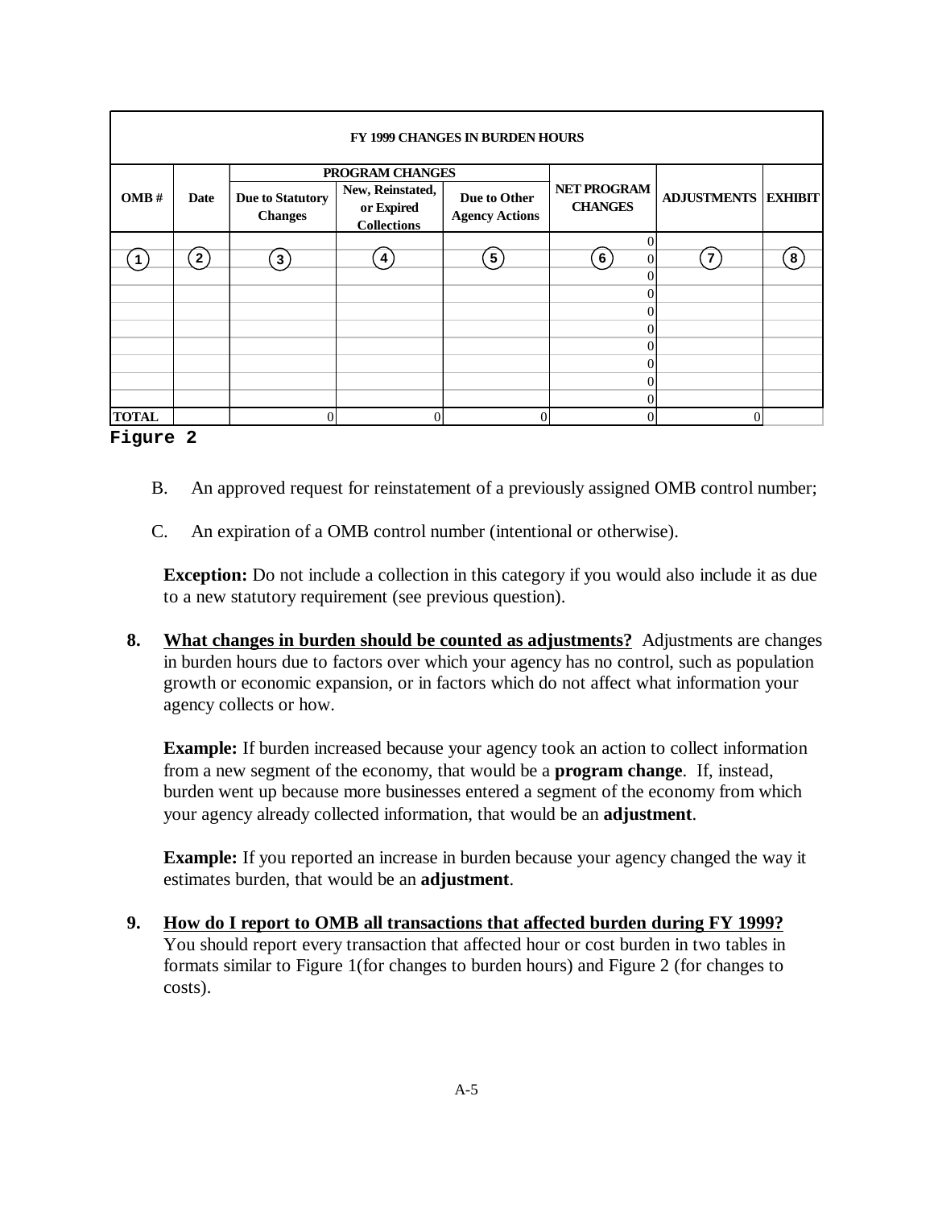| FY 1999 CHANGES IN BURDEN HOURS | | | | | | | |
|---|---|---|---|---|---|---|---|
| | | PROGRAM CHANGES | | | | | |
| OMB # | Date | Due to Statutory Changes | New, Reinstated, or Expired Collections | Due to Other Agency Actions | NET PROGRAM CHANGES | ADJUSTMENTS | EXHIBIT |
| | | | | | 0 | | |
| 1 | 2 | 3 | 4 | 5 | 6 0 | 7 | 8 |
| | | | | | 0 | | |
| | | | | | 0 | | |
| | | | | | 0 | | |
| | | | | | 0 | | |
| | | | | | 0 | | |
| | | | | | 0 | | |
| | | | | | 0 | | |
| | | | | | 0 | | |
| TOTAL | | 0 | 0 | 0 | 0 | 0 | |

**Figure 2**

B. An approved request for reinstatement of a previously assigned OMB control number;

C. An expiration of a OMB control number (intentional or otherwise).

**Exception:** Do not include a collection in this category if you would also include it as due to a new statutory requirement (see previous question).

**8. <u>What changes in burden should be counted as adjustments?</u>** Adjustments are changes in burden hours due to factors over which your agency has no control, such as population growth or economic expansion, or in factors which do not affect what information your agency collects or how.

**Example:** If burden increased because your agency took an action to collect information from a new segment of the economy, that would be a **program change**. If, instead, burden went up because more businesses entered a segment of the economy from which your agency already collected information, that would be an **adjustment**.

**Example:** If you reported an increase in burden because your agency changed the way it estimates burden, that would be an **adjustment**.

**9. <u>How do I report to OMB all transactions that affected burden during FY 1999?</u>** You should report every transaction that affected hour or cost burden in two tables in formats similar to Figure 1(for changes to burden hours) and Figure 2 (for changes to costs).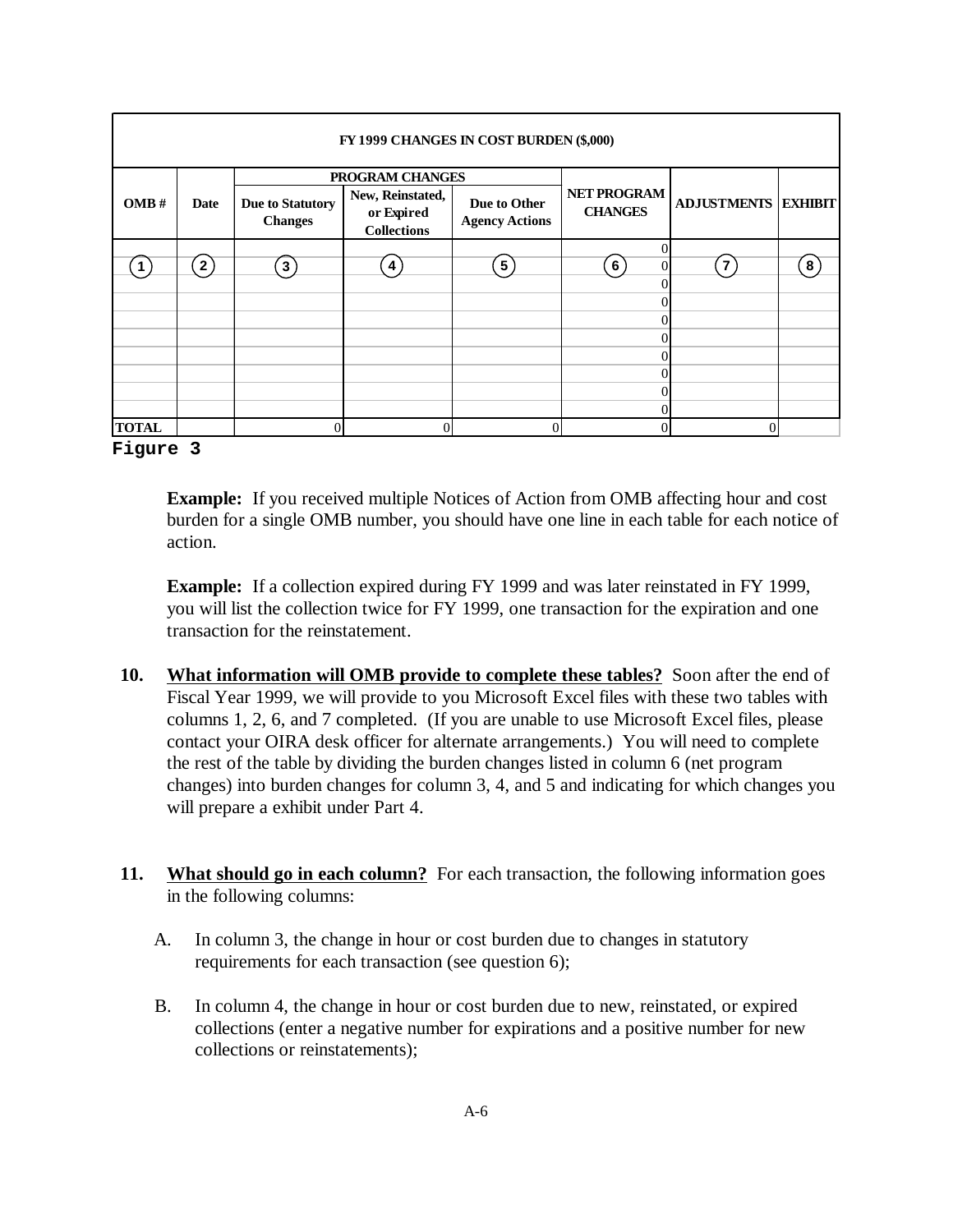| FY 1999 CHANGES IN COST BURDEN ($,000) | | | | | | | |
|---|---|---|---|---|---|---|---|
| | | PROGRAM CHANGES | | | | | |
| OMB # | Date | Due to Statutory Changes | New, Reinstated, or Expired Collections | Due to Other Agency Actions | NET PROGRAM CHANGES | ADJUSTMENTS | EXHIBIT |
| | | | | | 0 | | |
| (1) | (2) | (3) | (4) | (5) | (6) 0 | (7) | (8) |
| | | | | | 0 | | |
| | | | | | 0 | | |
| | | | | | 0 | | |
| | | | | | 0 | | |
| | | | | | 0 | | |
| | | | | | 0 | | |
| | | | | | 0 | | |
| | | | | | 0 | | |
| TOTAL | | 0 | 0 | 0 | 0 | 0 | |

**Figure 3**

**Example:** If you received multiple Notices of Action from OMB affecting hour and cost burden for a single OMB number, you should have one line in each table for each notice of action.

**Example:** If a collection expired during FY 1999 and was later reinstated in FY 1999, you will list the collection twice for FY 1999, one transaction for the expiration and one transaction for the reinstatement.

**10. <u>What information will OMB provide to complete these tables?</u>** Soon after the end of Fiscal Year 1999, we will provide to you Microsoft Excel files with these two tables with columns 1, 2, 6, and 7 completed. (If you are unable to use Microsoft Excel files, please contact your OIRA desk officer for alternate arrangements.) You will need to complete the rest of the table by dividing the burden changes listed in column 6 (net program changes) into burden changes for column 3, 4, and 5 and indicating for which changes you will prepare a exhibit under Part 4.

**11. <u>What should go in each column?</u>** For each transaction, the following information goes in the following columns:

A. In column 3, the change in hour or cost burden due to changes in statutory requirements for each transaction (see question 6);

B. In column 4, the change in hour or cost burden due to new, reinstated, or expired collections (enter a negative number for expirations and a positive number for new collections or reinstatements);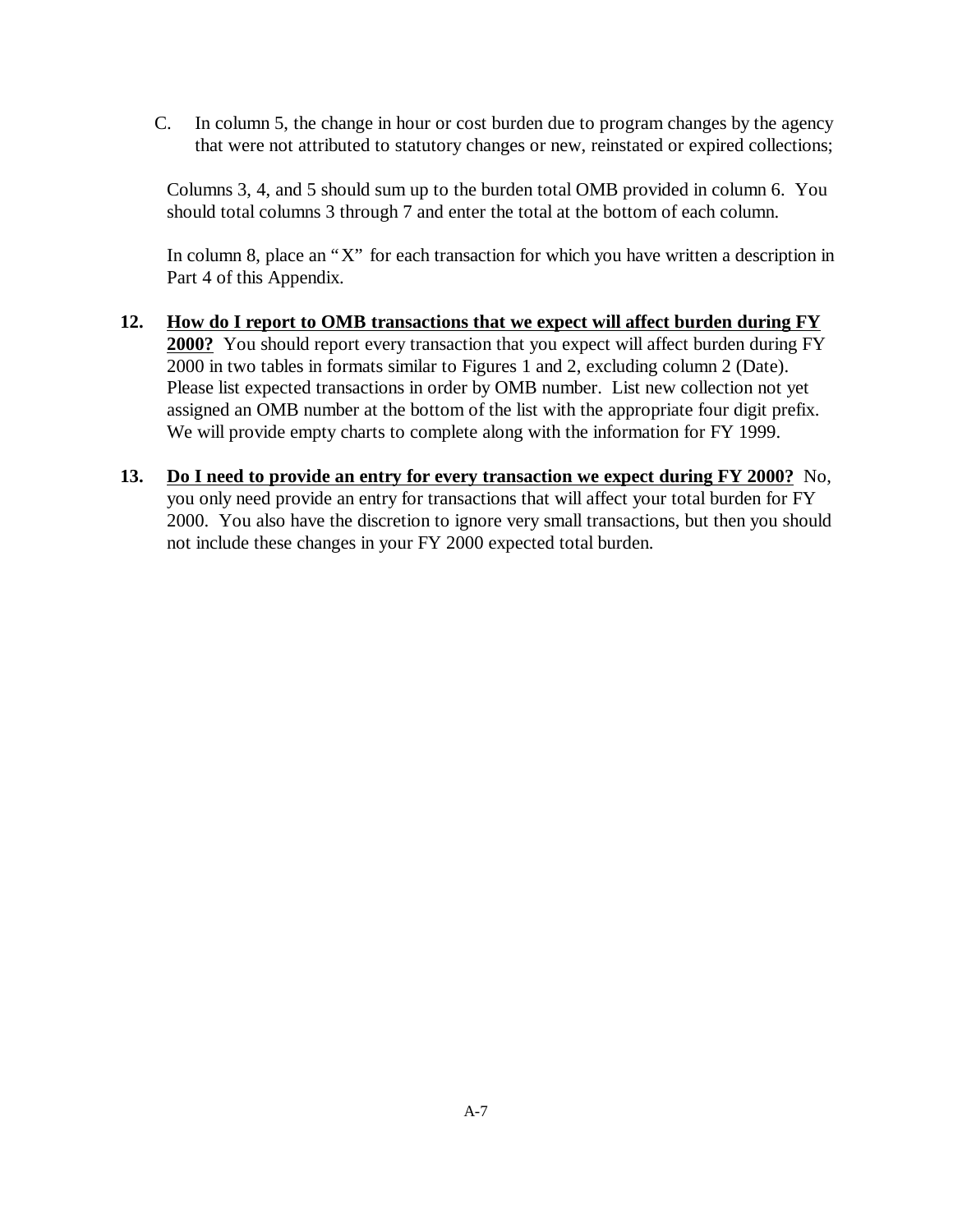C. In column 5, the change in hour or cost burden due to program changes by the agency that were not attributed to statutory changes or new, reinstated or expired collections;

Columns 3, 4, and 5 should sum up to the burden total OMB provided in column 6. You should total columns 3 through 7 and enter the total at the bottom of each column.

In column 8, place an "X" for each transaction for which you have written a description in Part 4 of this Appendix.

**12. <u>How do I report to OMB transactions that we expect will affect burden during FY 2000?</u>** You should report every transaction that you expect will affect burden during FY 2000 in two tables in formats similar to Figures 1 and 2, excluding column 2 (Date). Please list expected transactions in order by OMB number. List new collection not yet assigned an OMB number at the bottom of the list with the appropriate four digit prefix. We will provide empty charts to complete along with the information for FY 1999.

**13. <u>Do I need to provide an entry for every transaction we expect during FY 2000?</u>** No, you only need provide an entry for transactions that will affect your total burden for FY 2000. You also have the discretion to ignore very small transactions, but then you should not include these changes in your FY 2000 expected total burden.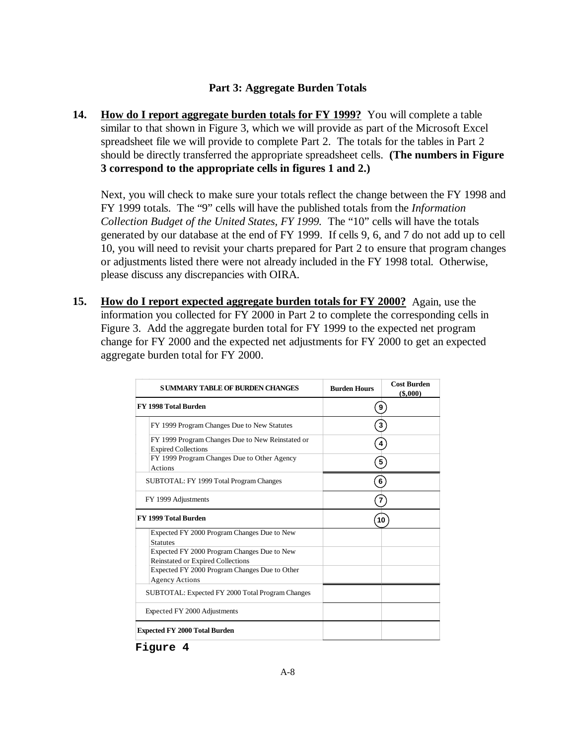## Part 3: Aggregate Burden Totals

**14.** **How do I report aggregate burden totals for FY 1999?** You will complete a table similar to that shown in Figure 3, which we will provide as part of the Microsoft Excel spreadsheet file we will provide to complete Part 2. The totals for the tables in Part 2 should be directly transferred the appropriate spreadsheet cells. **(The numbers in Figure 3 correspond to the appropriate cells in figures 1 and 2.)**

Next, you will check to make sure your totals reflect the change between the FY 1998 and FY 1999 totals. The "9" cells will have the published totals from the *Information Collection Budget of the United States, FY 1999.* The "10" cells will have the totals generated by our database at the end of FY 1999. If cells 9, 6, and 7 do not add up to cell 10, you will need to revisit your charts prepared for Part 2 to ensure that program changes or adjustments listed there were not already included in the FY 1998 total. Otherwise, please discuss any discrepancies with OIRA.

**15.** **How do I report expected aggregate burden totals for FY 2000?** Again, use the information you collected for FY 2000 in Part 2 to complete the corresponding cells in Figure 3. Add the aggregate burden total for FY 1999 to the expected net program change for FY 2000 and the expected net adjustments for FY 2000 to get an expected aggregate burden total for FY 2000.

| SUMMARY TABLE OF BURDEN CHANGES | Burden Hours | Cost Burden ($,000) |
|---|---|---|
| **FY 1998 Total Burden** | 9 | |
| FY 1999 Program Changes Due to New Statutes | 3 | |
| FY 1999 Program Changes Due to New Reinstated or Expired Collections | 4 | |
| FY 1999 Program Changes Due to Other Agency Actions | 5 | |
| SUBTOTAL: FY 1999 Total Program Changes | 6 | |
| FY 1999 Adjustments | 7 | |
| **FY 1999 Total Burden** | 10 | |
| Expected FY 2000 Program Changes Due to New Statutes | | |
| Expected FY 2000 Program Changes Due to New Reinstated or Expired Collections | | |
| Expected FY 2000 Program Changes Due to Other Agency Actions | | |
| SUBTOTAL: Expected FY 2000 Total Program Changes | | |
| Expected FY 2000 Adjustments | | |
| **Expected FY 2000 Total Burden** | | |

Figure 4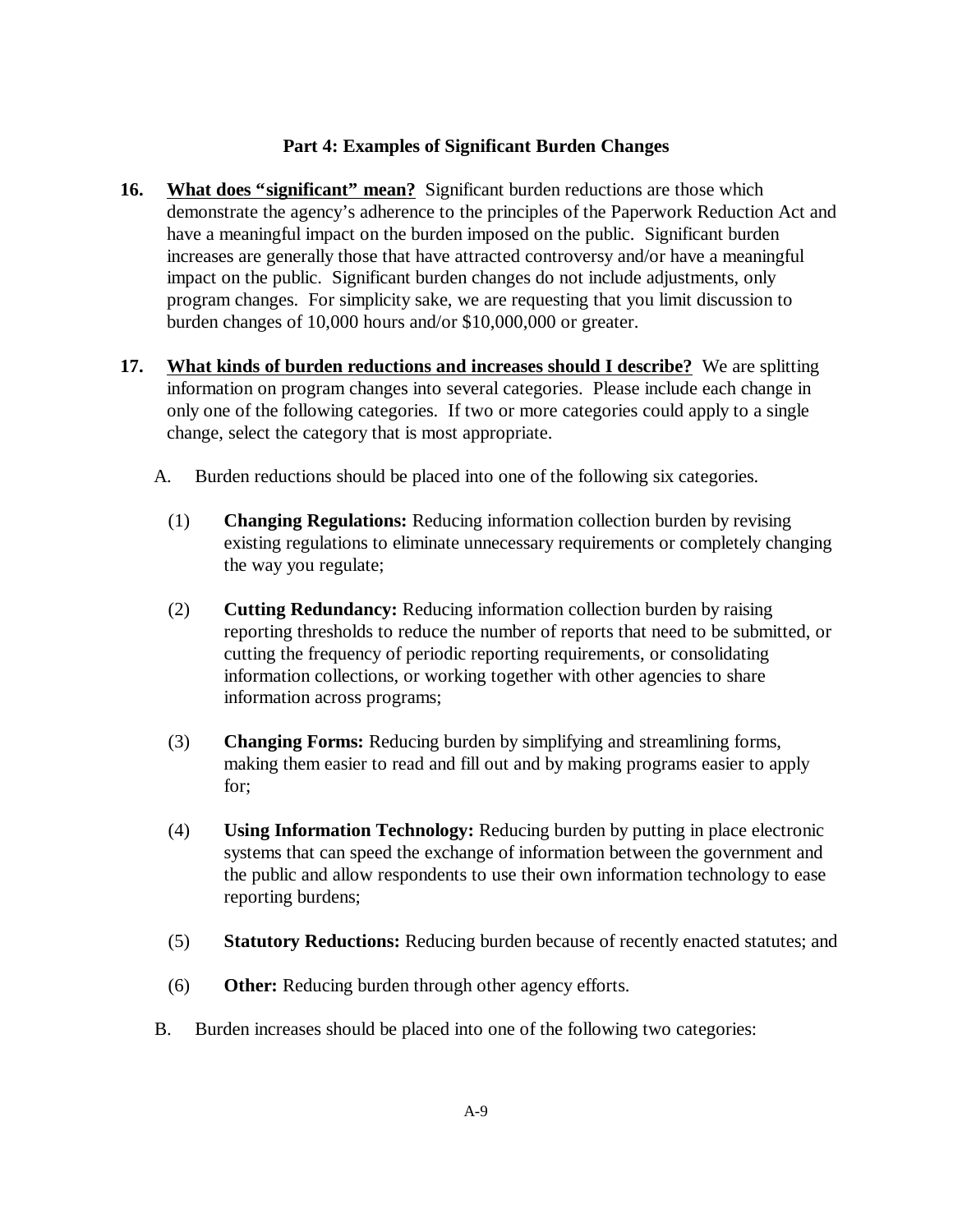## Part 4: Examples of Significant Burden Changes

**16. <u>What does "significant" mean?</u>** Significant burden reductions are those which demonstrate the agency's adherence to the principles of the Paperwork Reduction Act and have a meaningful impact on the burden imposed on the public. Significant burden increases are generally those that have attracted controversy and/or have a meaningful impact on the public. Significant burden changes do not include adjustments, only program changes. For simplicity sake, we are requesting that you limit discussion to burden changes of 10,000 hours and/or $10,000,000 or greater.

**17. <u>What kinds of burden reductions and increases should I describe?</u>** We are splitting information on program changes into several categories. Please include each change in only one of the following categories. If two or more categories could apply to a single change, select the category that is most appropriate.

A. Burden reductions should be placed into one of the following six categories.

(1) **Changing Regulations:** Reducing information collection burden by revising existing regulations to eliminate unnecessary requirements or completely changing the way you regulate;

(2) **Cutting Redundancy:** Reducing information collection burden by raising reporting thresholds to reduce the number of reports that need to be submitted, or cutting the frequency of periodic reporting requirements, or consolidating information collections, or working together with other agencies to share information across programs;

(3) **Changing Forms:** Reducing burden by simplifying and streamlining forms, making them easier to read and fill out and by making programs easier to apply for;

(4) **Using Information Technology:** Reducing burden by putting in place electronic systems that can speed the exchange of information between the government and the public and allow respondents to use their own information technology to ease reporting burdens;

(5) **Statutory Reductions:** Reducing burden because of recently enacted statutes; and

(6) **Other:** Reducing burden through other agency efforts.

B. Burden increases should be placed into one of the following two categories: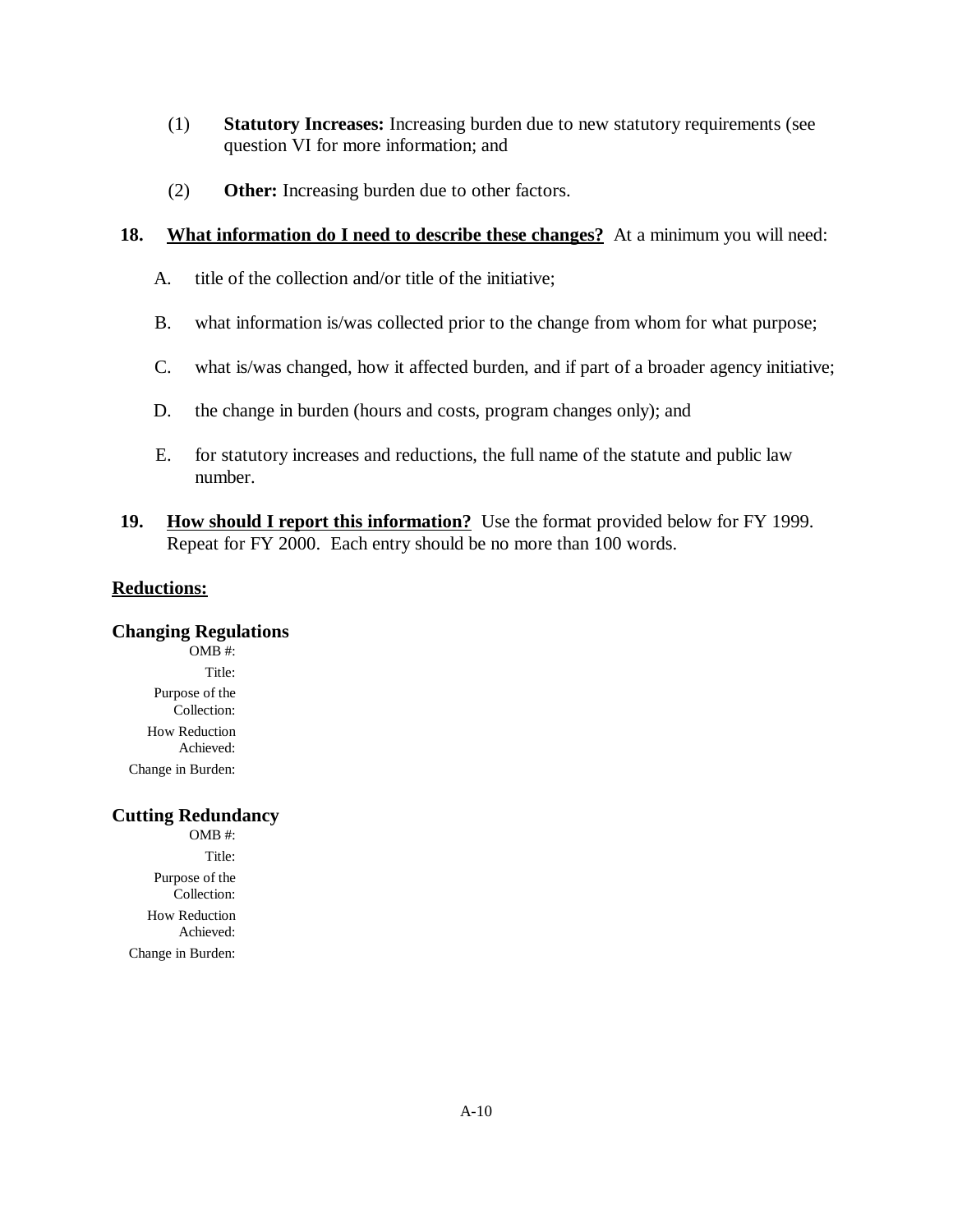(1) **Statutory Increases:** Increasing burden due to new statutory requirements (see question VI for more information; and

(2) **Other:** Increasing burden due to other factors.

**18. <u>What information do I need to describe these changes?</u>** At a minimum you will need:

A. title of the collection and/or title of the initiative;

B. what information is/was collected prior to the change from whom for what purpose;

C. what is/was changed, how it affected burden, and if part of a broader agency initiative;

D. the change in burden (hours and costs, program changes only); and

E. for statutory increases and reductions, the full name of the statute and public law number.

**19. <u>How should I report this information?</u>** Use the format provided below for FY 1999. Repeat for FY 2000. Each entry should be no more than 100 words.

**<u>Reductions:</u>**

### Changing Regulations

OMB #:

Title:

Purpose of the Collection:

How Reduction Achieved:

Change in Burden:

### Cutting Redundancy

OMB #:

Title:

Purpose of the Collection:

How Reduction Achieved:

Change in Burden: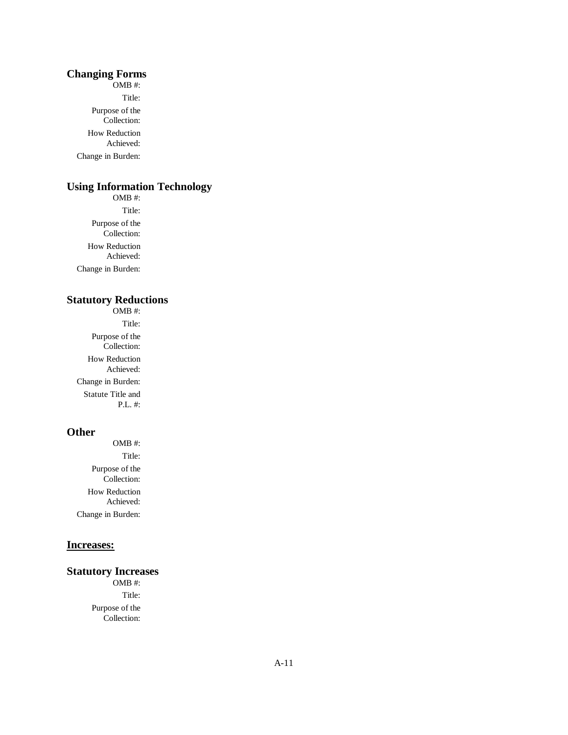### Changing Forms

OMB #:

Title:

Purpose of the Collection:

How Reduction Achieved:

Change in Burden:

### Using Information Technology

OMB #:

Title:

Purpose of the Collection:

How Reduction Achieved:

Change in Burden:

### Statutory Reductions

OMB #:

Title:

Purpose of the Collection:

How Reduction Achieved:

Change in Burden:

Statute Title and P.L. #:

### Other

OMB #:

Title:

Purpose of the Collection:

How Reduction Achieved:

Change in Burden:

## Increases:

### Statutory Increases

OMB #:

Title:

Purpose of the Collection: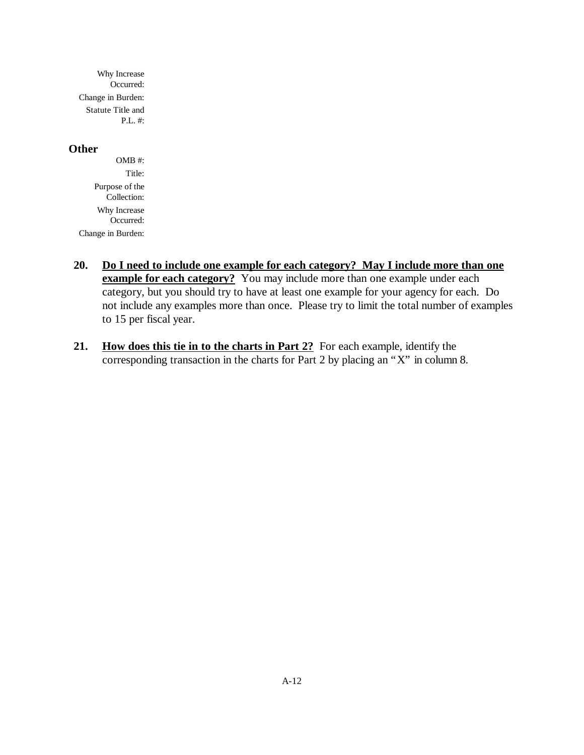Why Increase Occurred:

Change in Burden:

Statute Title and P.L. #:

**Other**

OMB #:

Title:

Purpose of the Collection:

Why Increase Occurred:

Change in Burden:

**20.** **<u>Do I need to include one example for each category? May I include more than one example for each category?</u>** You may include more than one example under each category, but you should try to have at least one example for your agency for each. Do not include any examples more than once. Please try to limit the total number of examples to 15 per fiscal year.

**21.** **<u>How does this tie in to the charts in Part 2?</u>** For each example, identify the corresponding transaction in the charts for Part 2 by placing an "X" in column 8.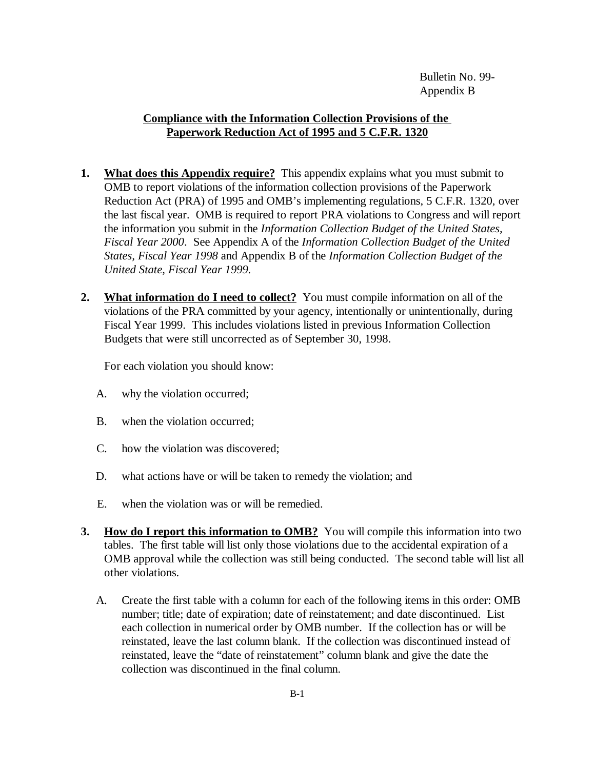Bulletin No. 99-
Appendix B

## Compliance with the Information Collection Provisions of the Paperwork Reduction Act of 1995 and 5 C.F.R. 1320

**1.** **What does this Appendix require?** This appendix explains what you must submit to OMB to report violations of the information collection provisions of the Paperwork Reduction Act (PRA) of 1995 and OMB's implementing regulations, 5 C.F.R. 1320, over the last fiscal year. OMB is required to report PRA violations to Congress and will report the information you submit in the *Information Collection Budget of the United States, Fiscal Year 2000*. See Appendix A of the *Information Collection Budget of the United States, Fiscal Year 1998* and Appendix B of the *Information Collection Budget of the United State, Fiscal Year 1999*.

**2.** **What information do I need to collect?** You must compile information on all of the violations of the PRA committed by your agency, intentionally or unintentionally, during Fiscal Year 1999. This includes violations listed in previous Information Collection Budgets that were still uncorrected as of September 30, 1998.

For each violation you should know:

A. why the violation occurred;

B. when the violation occurred;

C. how the violation was discovered;

D. what actions have or will be taken to remedy the violation; and

E. when the violation was or will be remedied.

**3.** **How do I report this information to OMB?** You will compile this information into two tables. The first table will list only those violations due to the accidental expiration of a OMB approval while the collection was still being conducted. The second table will list all other violations.

A. Create the first table with a column for each of the following items in this order: OMB number; title; date of expiration; date of reinstatement; and date discontinued. List each collection in numerical order by OMB number. If the collection has or will be reinstated, leave the last column blank. If the collection was discontinued instead of reinstated, leave the "date of reinstatement" column blank and give the date the collection was discontinued in the final column.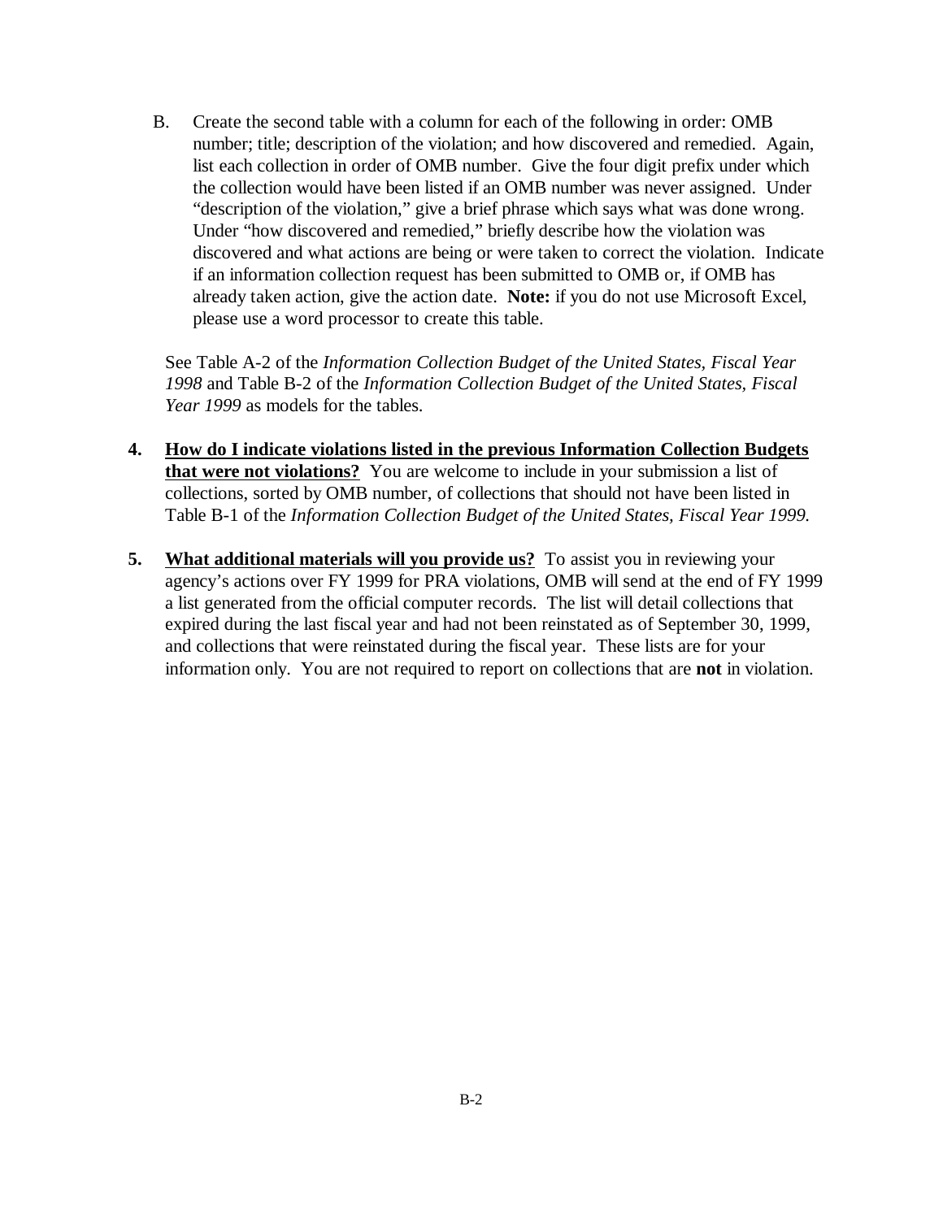B. Create the second table with a column for each of the following in order: OMB number; title; description of the violation; and how discovered and remedied. Again, list each collection in order of OMB number. Give the four digit prefix under which the collection would have been listed if an OMB number was never assigned. Under "description of the violation," give a brief phrase which says what was done wrong. Under "how discovered and remedied," briefly describe how the violation was discovered and what actions are being or were taken to correct the violation. Indicate if an information collection request has been submitted to OMB or, if OMB has already taken action, give the action date. **Note:** if you do not use Microsoft Excel, please use a word processor to create this table.

See Table A-2 of the *Information Collection Budget of the United States, Fiscal Year 1998* and Table B-2 of the *Information Collection Budget of the United States, Fiscal Year 1999* as models for the tables.

4. **How do I indicate violations listed in the previous Information Collection Budgets that were not violations?** You are welcome to include in your submission a list of collections, sorted by OMB number, of collections that should not have been listed in Table B-1 of the *Information Collection Budget of the United States, Fiscal Year 1999.*

5. **What additional materials will you provide us?** To assist you in reviewing your agency's actions over FY 1999 for PRA violations, OMB will send at the end of FY 1999 a list generated from the official computer records. The list will detail collections that expired during the last fiscal year and had not been reinstated as of September 30, 1999, and collections that were reinstated during the fiscal year. These lists are for your information only. You are not required to report on collections that are **not** in violation.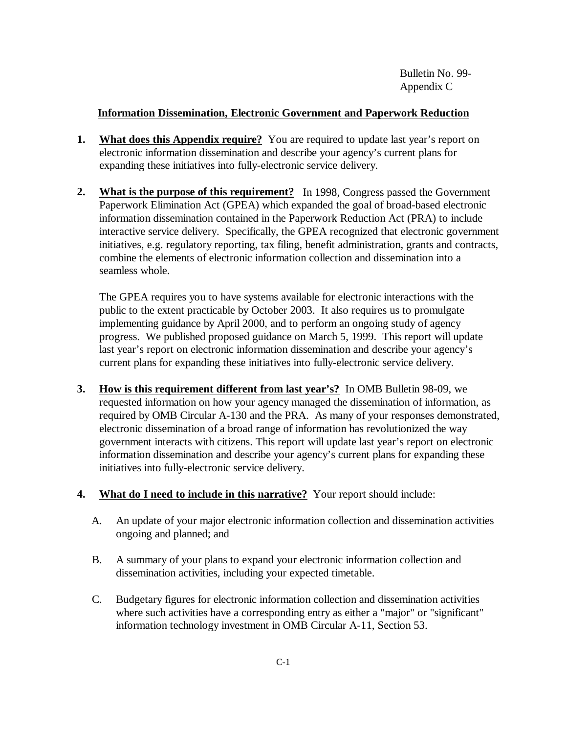Bulletin No. 99-
Appendix C

## Information Dissemination, Electronic Government and Paperwork Reduction

**1. What does this Appendix require?** You are required to update last year's report on electronic information dissemination and describe your agency's current plans for expanding these initiatives into fully-electronic service delivery.

**2. What is the purpose of this requirement?** In 1998, Congress passed the Government Paperwork Elimination Act (GPEA) which expanded the goal of broad-based electronic information dissemination contained in the Paperwork Reduction Act (PRA) to include interactive service delivery. Specifically, the GPEA recognized that electronic government initiatives, e.g. regulatory reporting, tax filing, benefit administration, grants and contracts, combine the elements of electronic information collection and dissemination into a seamless whole.

The GPEA requires you to have systems available for electronic interactions with the public to the extent practicable by October 2003. It also requires us to promulgate implementing guidance by April 2000, and to perform an ongoing study of agency progress. We published proposed guidance on March 5, 1999. This report will update last year's report on electronic information dissemination and describe your agency's current plans for expanding these initiatives into fully-electronic service delivery.

**3. How is this requirement different from last year's?** In OMB Bulletin 98-09, we requested information on how your agency managed the dissemination of information, as required by OMB Circular A-130 and the PRA. As many of your responses demonstrated, electronic dissemination of a broad range of information has revolutionized the way government interacts with citizens. This report will update last year's report on electronic information dissemination and describe your agency's current plans for expanding these initiatives into fully-electronic service delivery.

**4. What do I need to include in this narrative?** Your report should include:

A. An update of your major electronic information collection and dissemination activities ongoing and planned; and

B. A summary of your plans to expand your electronic information collection and dissemination activities, including your expected timetable.

C. Budgetary figures for electronic information collection and dissemination activities where such activities have a corresponding entry as either a "major" or "significant" information technology investment in OMB Circular A-11, Section 53.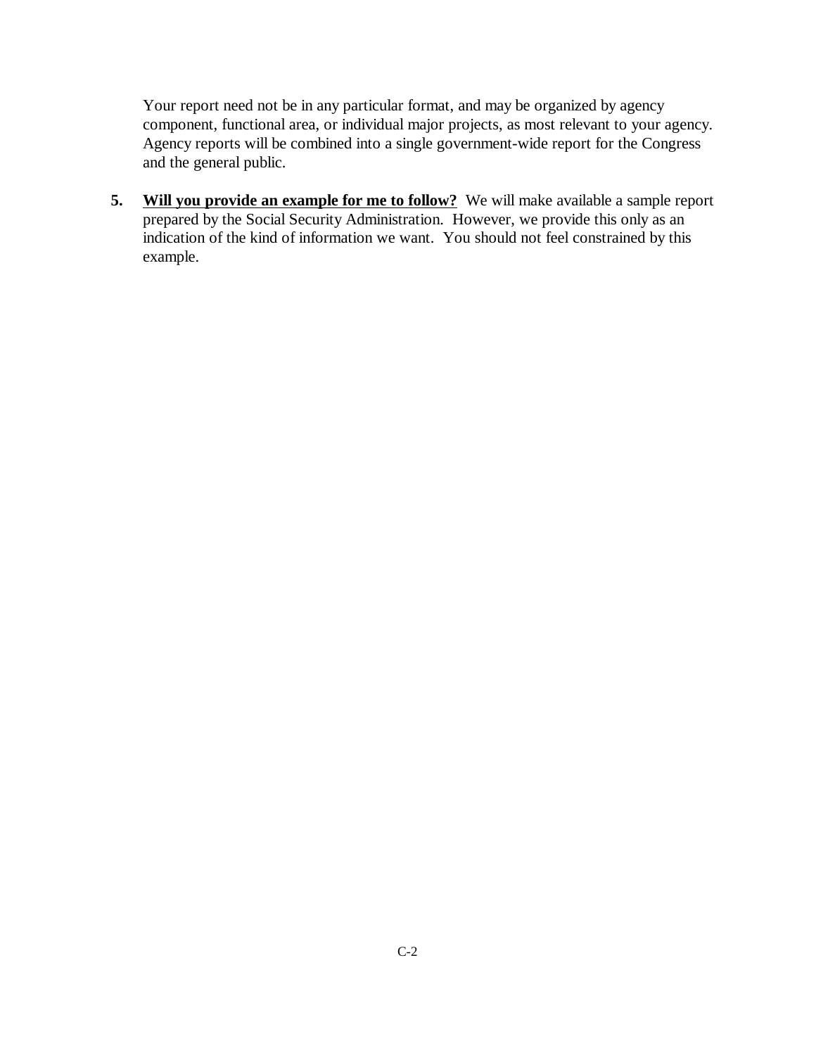Your report need not be in any particular format, and may be organized by agency component, functional area, or individual major projects, as most relevant to your agency. Agency reports will be combined into a single government-wide report for the Congress and the general public.

5. **Will you provide an example for me to follow?** We will make available a sample report prepared by the Social Security Administration. However, we provide this only as an indication of the kind of information we want. You should not feel constrained by this example.